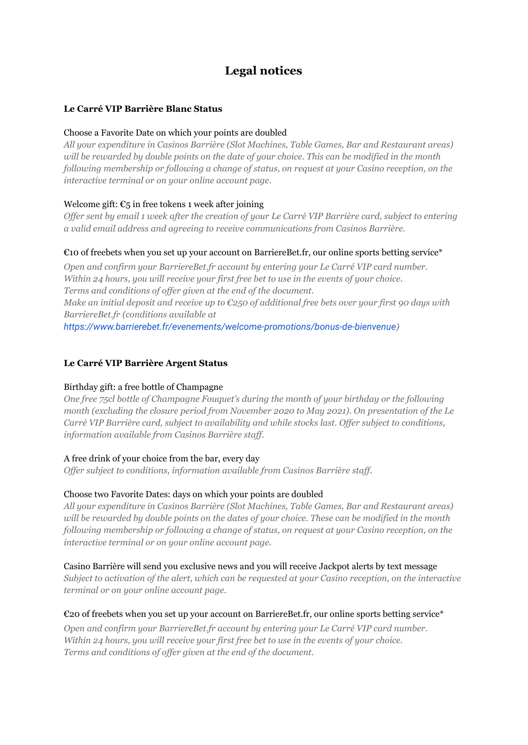# Legal notices

### Le Carré VIP Barrière Blanc Status

Choose a Favorite Date on which your points are doubled

*All your expenditure in Casinos Barrière (Slot Machines, Table Games, Bar and Restaurant areas) will be rewarded by double points on the date of your choice. This can be modified in the month following membership or following a change of status, on request at your Casino reception, on the interactive terminal or on your online account page.*

Welcome gift: €5 in free tokens 1 week after joining

*Offer sent by email 1 week after the creation of your Le Carré VIP Barrière card, subject to entering a valid email address and agreeing to receive communications from Casinos Barrière.*

€10 of freebets when you set up your account on BarriereBet.fr, our online sports betting service*

*Open and confirm your BarriereBet.fr account by entering your Le Carré VIP card number.*
*Within 24 hours, you will receive your first free bet to use in the events of your choice.*
*Terms and conditions of offer given at the end of the document.*
*Make an initial deposit and receive up to €250 of additional free bets over your first 90 days with BarriereBet.fr (conditions available at https://www.barrierebet.fr/evenements/welcome-promotions/bonus-de-bienvenue)*

### Le Carré VIP Barrière Argent Status

Birthday gift: a free bottle of Champagne

*One free 75cl bottle of Champagne Fouquet's during the month of your birthday or the following month (excluding the closure period from November 2020 to May 2021). On presentation of the Le Carré VIP Barrière card, subject to availability and while stocks last. Offer subject to conditions, information available from Casinos Barrière staff.*

A free drink of your choice from the bar, every day

*Offer subject to conditions, information available from Casinos Barrière staff.*

Choose two Favorite Dates: days on which your points are doubled

*All your expenditure in Casinos Barrière (Slot Machines, Table Games, Bar and Restaurant areas) will be rewarded by double points on the dates of your choice. These can be modified in the month following membership or following a change of status, on request at your Casino reception, on the interactive terminal or on your online account page.*

Casino Barrière will send you exclusive news and you will receive Jackpot alerts by text message

*Subject to activation of the alert, which can be requested at your Casino reception, on the interactive terminal or on your online account page.*

€20 of freebets when you set up your account on BarriereBet.fr, our online sports betting service*

*Open and confirm your BarriereBet.fr account by entering your Le Carré VIP card number.*
*Within 24 hours, you will receive your first free bet to use in the events of your choice.*
*Terms and conditions of offer given at the end of the document.*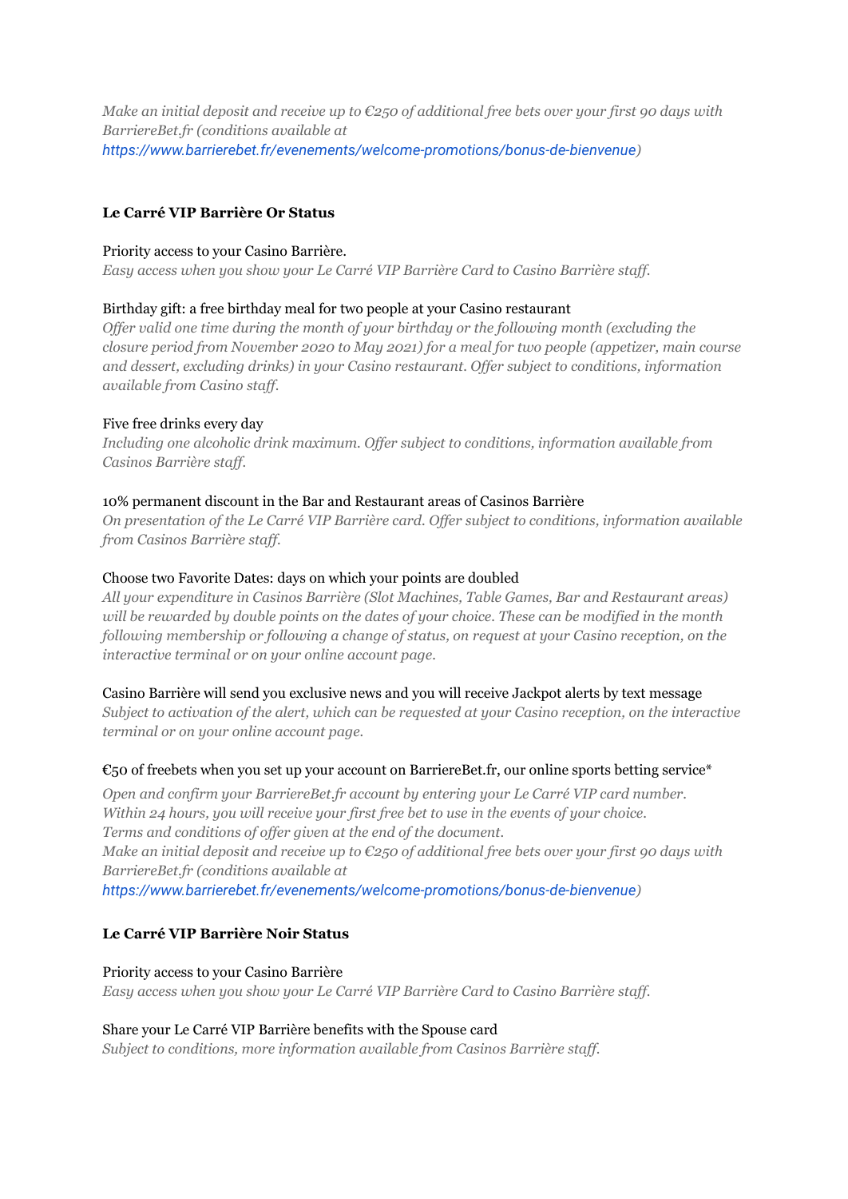*Make an initial deposit and receive up to €250 of additional free bets over your first 90 days with BarriereBet.fr (conditions available at https://www.barrierebet.fr/evenements/welcome-promotions/bonus-de-bienvenue)*

### Le Carré VIP Barrière Or Status

Priority access to your Casino Barrière.
*Easy access when you show your Le Carré VIP Barrière Card to Casino Barrière staff.*

Birthday gift: a free birthday meal for two people at your Casino restaurant
*Offer valid one time during the month of your birthday or the following month (excluding the closure period from November 2020 to May 2021) for a meal for two people (appetizer, main course and dessert, excluding drinks) in your Casino restaurant. Offer subject to conditions, information available from Casino staff.*

Five free drinks every day
*Including one alcoholic drink maximum. Offer subject to conditions, information available from Casinos Barrière staff.*

10% permanent discount in the Bar and Restaurant areas of Casinos Barrière
*On presentation of the Le Carré VIP Barrière card. Offer subject to conditions, information available from Casinos Barrière staff.*

Choose two Favorite Dates: days on which your points are doubled
*All your expenditure in Casinos Barrière (Slot Machines, Table Games, Bar and Restaurant areas) will be rewarded by double points on the dates of your choice. These can be modified in the month following membership or following a change of status, on request at your Casino reception, on the interactive terminal or on your online account page.*

Casino Barrière will send you exclusive news and you will receive Jackpot alerts by text message
*Subject to activation of the alert, which can be requested at your Casino reception, on the interactive terminal or on your online account page.*

€50 of freebets when you set up your account on BarriereBet.fr, our online sports betting service*

*Open and confirm your BarriereBet.fr account by entering your Le Carré VIP card number.*
*Within 24 hours, you will receive your first free bet to use in the events of your choice.*
*Terms and conditions of offer given at the end of the document.*
*Make an initial deposit and receive up to €250 of additional free bets over your first 90 days with BarriereBet.fr (conditions available at https://www.barrierebet.fr/evenements/welcome-promotions/bonus-de-bienvenue)*

### Le Carré VIP Barrière Noir Status

Priority access to your Casino Barrière
*Easy access when you show your Le Carré VIP Barrière Card to Casino Barrière staff.*

Share your Le Carré VIP Barrière benefits with the Spouse card
*Subject to conditions, more information available from Casinos Barrière staff.*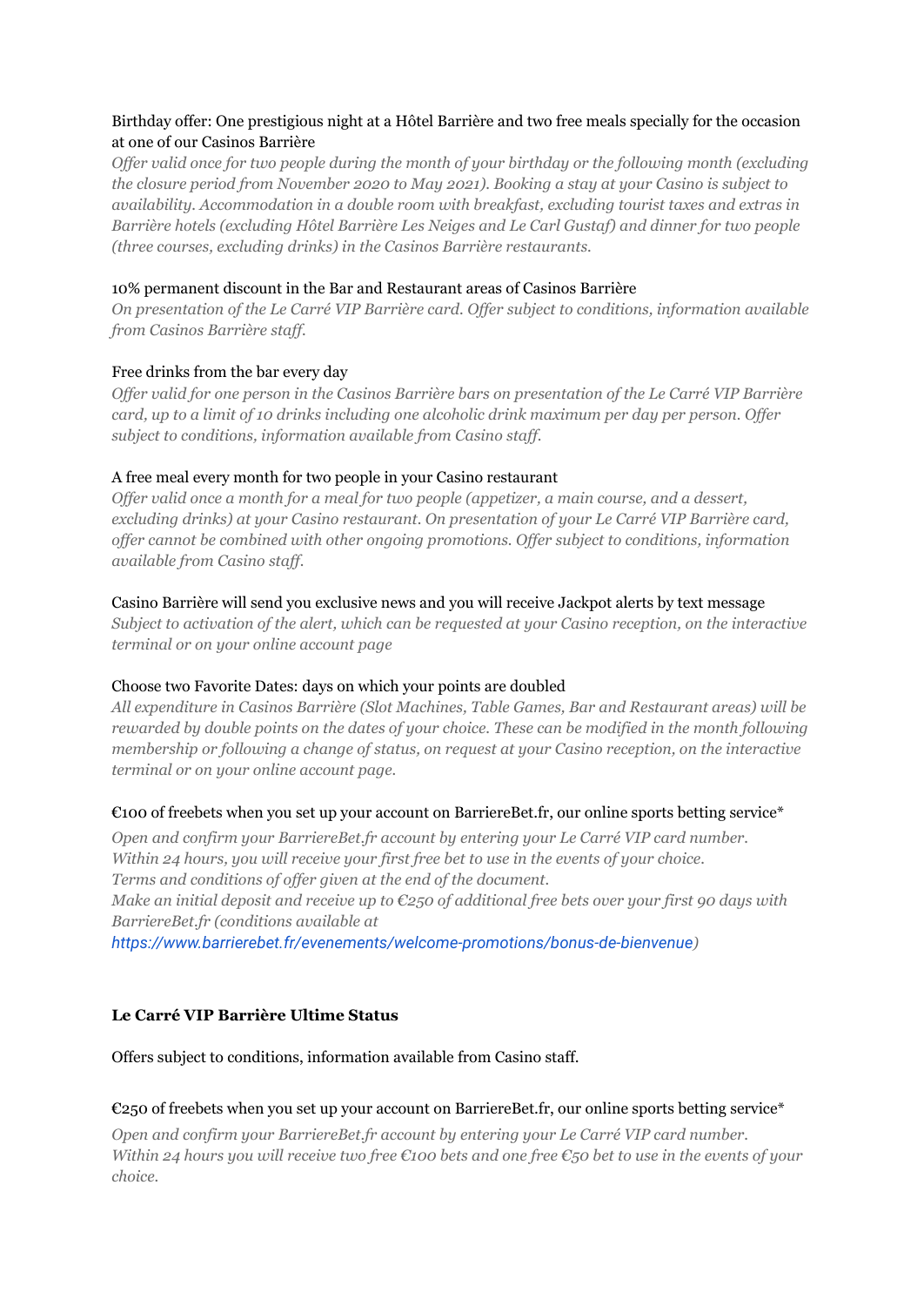Birthday offer: One prestigious night at a Hôtel Barrière and two free meals specially for the occasion at one of our Casinos Barrière

*Offer valid once for two people during the month of your birthday or the following month (excluding the closure period from November 2020 to May 2021). Booking a stay at your Casino is subject to availability. Accommodation in a double room with breakfast, excluding tourist taxes and extras in Barrière hotels (excluding Hôtel Barrière Les Neiges and Le Carl Gustaf) and dinner for two people (three courses, excluding drinks) in the Casinos Barrière restaurants.*

10% permanent discount in the Bar and Restaurant areas of Casinos Barrière

*On presentation of the Le Carré VIP Barrière card. Offer subject to conditions, information available from Casinos Barrière staff.*

Free drinks from the bar every day

*Offer valid for one person in the Casinos Barrière bars on presentation of the Le Carré VIP Barrière card, up to a limit of 10 drinks including one alcoholic drink maximum per day per person. Offer subject to conditions, information available from Casino staff.*

A free meal every month for two people in your Casino restaurant

*Offer valid once a month for a meal for two people (appetizer, a main course, and a dessert, excluding drinks) at your Casino restaurant. On presentation of your Le Carré VIP Barrière card, offer cannot be combined with other ongoing promotions. Offer subject to conditions, information available from Casino staff.*

Casino Barrière will send you exclusive news and you will receive Jackpot alerts by text message

*Subject to activation of the alert, which can be requested at your Casino reception, on the interactive terminal or on your online account page*

Choose two Favorite Dates: days on which your points are doubled

*All expenditure in Casinos Barrière (Slot Machines, Table Games, Bar and Restaurant areas) will be rewarded by double points on the dates of your choice. These can be modified in the month following membership or following a change of status, on request at your Casino reception, on the interactive terminal or on your online account page.*

€100 of freebets when you set up your account on BarriereBet.fr, our online sports betting service*

*Open and confirm your BarriereBet.fr account by entering your Le Carré VIP card number.*
*Within 24 hours, you will receive your first free bet to use in the events of your choice.*
*Terms and conditions of offer given at the end of the document.*
*Make an initial deposit and receive up to €250 of additional free bets over your first 90 days with BarriereBet.fr (conditions available at* *https://www.barrierebet.fr/evenements/welcome-promotions/bonus-de-bienvenue)*

**Le Carré VIP Barrière Ultime Status**

Offers subject to conditions, information available from Casino staff.

€250 of freebets when you set up your account on BarriereBet.fr, our online sports betting service*

*Open and confirm your BarriereBet.fr account by entering your Le Carré VIP card number. Within 24 hours you will receive two free €100 bets and one free €50 bet to use in the events of your choice.*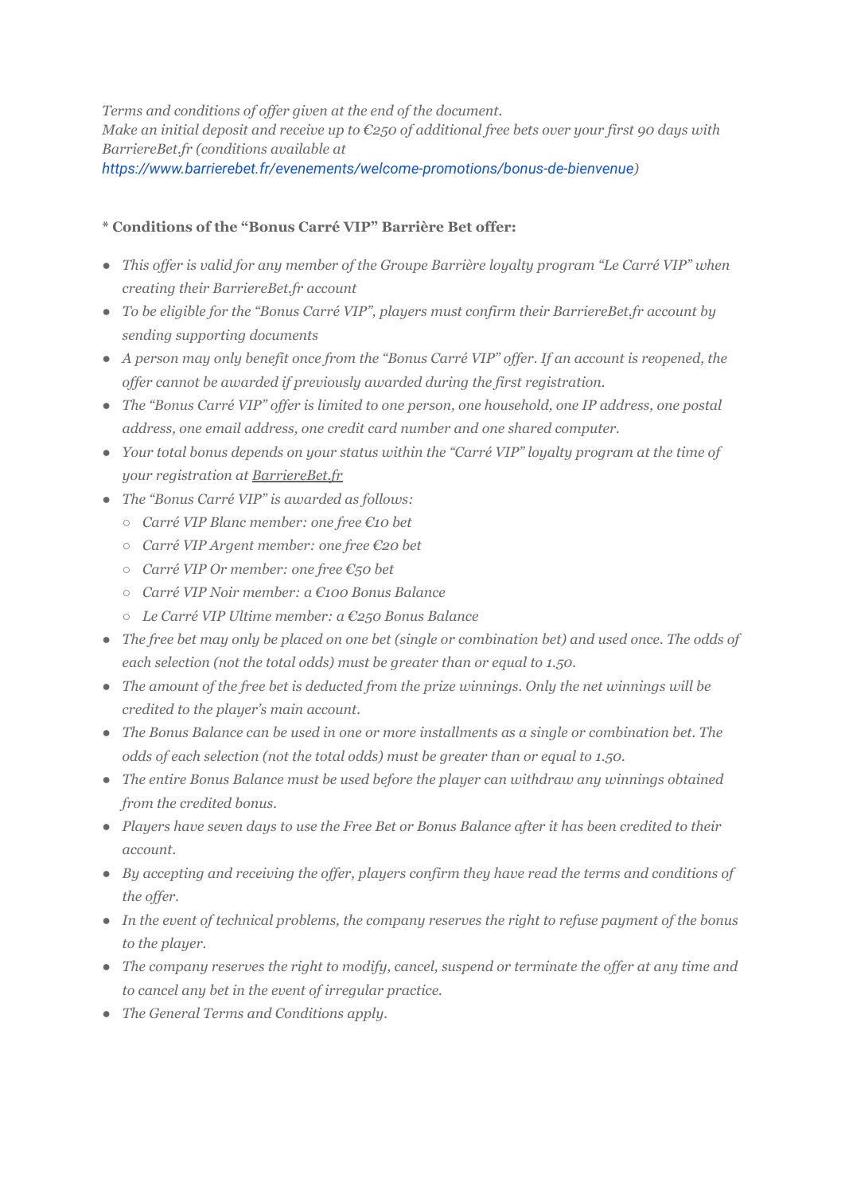*Terms and conditions of offer given at the end of the document.*
*Make an initial deposit and receive up to €250 of additional free bets over your first 90 days with BarriereBet.fr (conditions available at https://www.barrierebet.fr/evenements/welcome-promotions/bonus-de-bienvenue)*

**\* Conditions of the "Bonus Carré VIP" Barrière Bet offer:**

- *This offer is valid for any member of the Groupe Barrière loyalty program "Le Carré VIP" when creating their BarriereBet.fr account*
- *To be eligible for the "Bonus Carré VIP", players must confirm their BarriereBet.fr account by sending supporting documents*
- *A person may only benefit once from the "Bonus Carré VIP" offer. If an account is reopened, the offer cannot be awarded if previously awarded during the first registration.*
- *The "Bonus Carré VIP" offer is limited to one person, one household, one IP address, one postal address, one email address, one credit card number and one shared computer.*
- *Your total bonus depends on your status within the "Carré VIP" loyalty program at the time of your registration at BarriereBet.fr*
- *The "Bonus Carré VIP" is awarded as follows:*
  - *Carré VIP Blanc member: one free €10 bet*
  - *Carré VIP Argent member: one free €20 bet*
  - *Carré VIP Or member: one free €50 bet*
  - *Carré VIP Noir member: a €100 Bonus Balance*
  - *Le Carré VIP Ultime member: a €250 Bonus Balance*
- *The free bet may only be placed on one bet (single or combination bet) and used once. The odds of each selection (not the total odds) must be greater than or equal to 1.50.*
- *The amount of the free bet is deducted from the prize winnings. Only the net winnings will be credited to the player's main account.*
- *The Bonus Balance can be used in one or more installments as a single or combination bet. The odds of each selection (not the total odds) must be greater than or equal to 1.50.*
- *The entire Bonus Balance must be used before the player can withdraw any winnings obtained from the credited bonus.*
- *Players have seven days to use the Free Bet or Bonus Balance after it has been credited to their account.*
- *By accepting and receiving the offer, players confirm they have read the terms and conditions of the offer.*
- *In the event of technical problems, the company reserves the right to refuse payment of the bonus to the player.*
- *The company reserves the right to modify, cancel, suspend or terminate the offer at any time and to cancel any bet in the event of irregular practice.*
- *The General Terms and Conditions apply.*